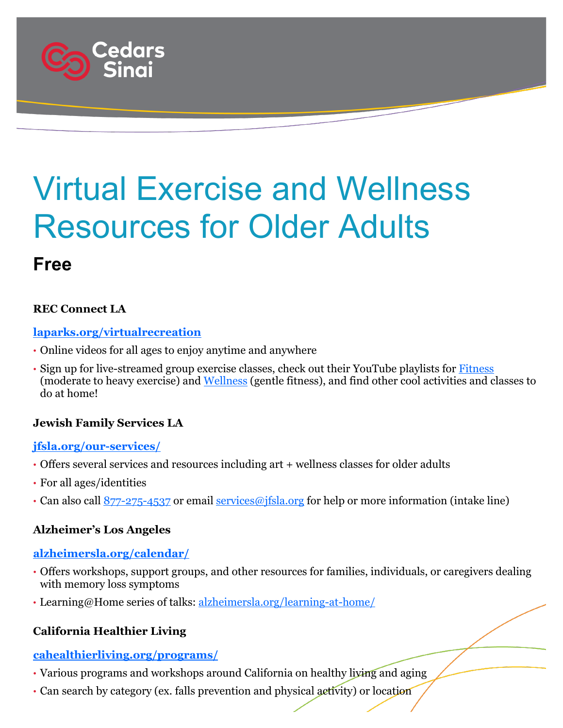# Virtual Exercise and Wellness Resources for Older Adults

## Free

### REC Connect LA

**laparks.org/virtualrecreation**

- Online videos for all ages to enjoy anytime and anywhere
- Sign up for live-streamed group exercise classes, check out their YouTube playlists for Fitness (moderate to heavy exercise) and Wellness (gentle fitness), and find other cool activities and classes to do at home!

### Jewish Family Services LA

**jfsla.org/our-services/**

- Offers several services and resources including art + wellness classes for older adults
- For all ages/identities
- Can also call 877-275-4537 or email services@jfsla.org for help or more information (intake line)

### Alzheimer's Los Angeles

**alzheimersla.org/calendar/**

- Offers workshops, support groups, and other resources for families, individuals, or caregivers dealing with memory loss symptoms
- Learning@Home series of talks: alzheimersla.org/learning-at-home/

### California Healthier Living

**cahealthierliving.org/programs/**

- Various programs and workshops around California on healthy living and aging
- Can search by category (ex. falls prevention and physical activity) or location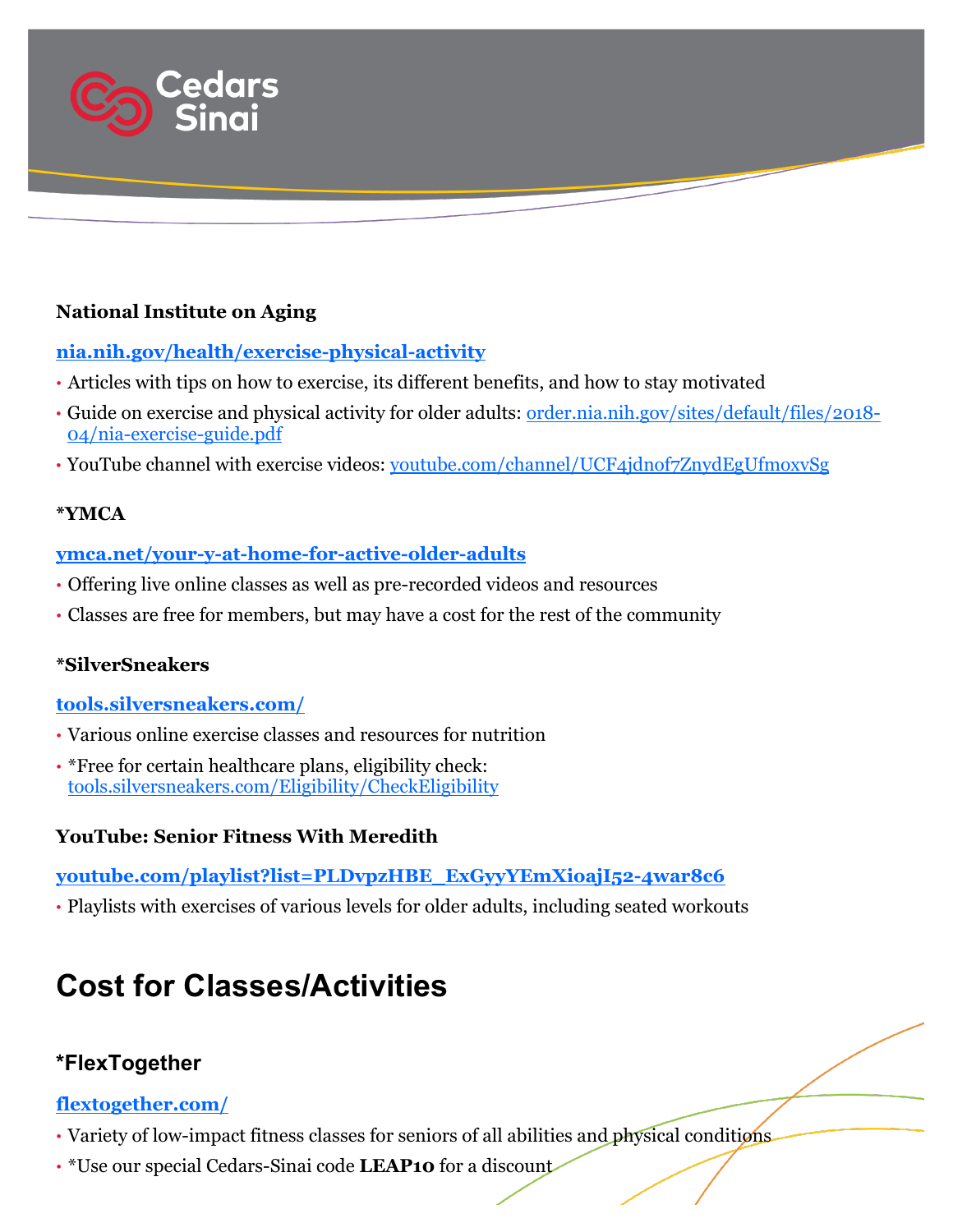**National Institute on Aging**

**nia.nih.gov/health/exercise-physical-activity**

- Articles with tips on how to exercise, its different benefits, and how to stay motivated
- Guide on exercise and physical activity for older adults: order.nia.nih.gov/sites/default/files/2018-04/nia-exercise-guide.pdf
- YouTube channel with exercise videos: youtube.com/channel/UCF4jdnof7ZnydEgUfmoxvSg

**\*YMCA**

**ymca.net/your-y-at-home-for-active-older-adults**

- Offering live online classes as well as pre-recorded videos and resources
- Classes are free for members, but may have a cost for the rest of the community

**\*SilverSneakers**

**tools.silversneakers.com/**

- Various online exercise classes and resources for nutrition
- \*Free for certain healthcare plans, eligibility check: tools.silversneakers.com/Eligibility/CheckEligibility

**YouTube: Senior Fitness With Meredith**

**youtube.com/playlist?list=PLDvpzHBE_ExGyyYEmXioajI52-4war8c6**

- Playlists with exercises of various levels for older adults, including seated workouts

# Cost for Classes/Activities

### \*FlexTogether

**flextogether.com/**

- Variety of low-impact fitness classes for seniors of all abilities and physical conditions
- \*Use our special Cedars-Sinai code **LEAP10** for a discount